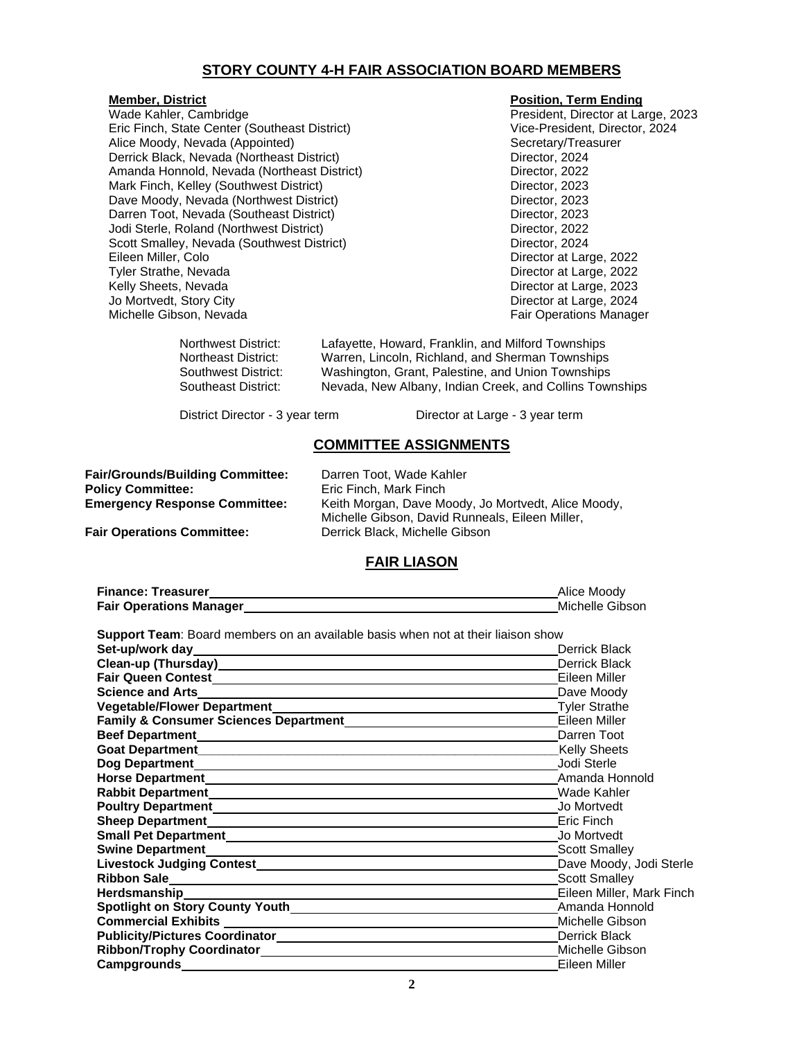## STORY COUNTY 4-H FAIR ASSOCIATION BOARD MEMBERS

| Member, District | Position, Term Ending |
|---|---|
| Wade Kahler, Cambridge | President, Director at Large, 2023 |
| Eric Finch, State Center (Southeast District) | Vice-President, Director, 2024 |
| Alice Moody, Nevada (Appointed) | Secretary/Treasurer |
| Derrick Black, Nevada (Northeast District) | Director, 2024 |
| Amanda Honnold, Nevada (Northeast District) | Director, 2022 |
| Mark Finch, Kelley (Southwest District) | Director, 2023 |
| Dave Moody, Nevada (Northwest District) | Director, 2023 |
| Darren Toot, Nevada (Southeast District) | Director, 2023 |
| Jodi Sterle, Roland (Northwest District) | Director, 2022 |
| Scott Smalley, Nevada (Southwest District) | Director, 2024 |
| Eileen Miller, Colo | Director at Large, 2022 |
| Tyler Strathe, Nevada | Director at Large, 2022 |
| Kelly Sheets, Nevada | Director at Large, 2023 |
| Jo Mortvedt, Story City | Director at Large, 2024 |
| Michelle Gibson, Nevada | Fair Operations Manager |

Northwest District: Lafayette, Howard, Franklin, and Milford Townships
Northeast District: Warren, Lincoln, Richland, and Sherman Townships
Southwest District: Washington, Grant, Palestine, and Union Townships
Southeast District: Nevada, New Albany, Indian Creek, and Collins Townships

District Director - 3 year term    Director at Large - 3 year term

## COMMITTEE ASSIGNMENTS

**Fair/Grounds/Building Committee:** Darren Toot, Wade Kahler
**Policy Committee:** Eric Finch, Mark Finch
**Emergency Response Committee:** Keith Morgan, Dave Moody, Jo Mortvedt, Alice Moody, Michelle Gibson, David Runneals, Eileen Miller,
**Fair Operations Committee:** Derrick Black, Michelle Gibson

## FAIR LIASON

**Finance: Treasurer** ______ Alice Moody
**Fair Operations Manager** ______ Michelle Gibson

**Support Team**: Board members on an available basis when not at their liaison show

| | |
|---|---|
| **Set-up/work day** | Derrick Black |
| **Clean-up (Thursday)** | Derrick Black |
| **Fair Queen Contest** | Eileen Miller |
| **Science and Arts** | Dave Moody |
| **Vegetable/Flower Department** | Tyler Strathe |
| **Family & Consumer Sciences Department** | Eileen Miller |
| **Beef Department** | Darren Toot |
| **Goat Department** | Kelly Sheets |
| **Dog Department** | Jodi Sterle |
| **Horse Department** | Amanda Honnold |
| **Rabbit Department** | Wade Kahler |
| **Poultry Department** | Jo Mortvedt |
| **Sheep Department** | Eric Finch |
| **Small Pet Department** | Jo Mortvedt |
| **Swine Department** | Scott Smalley |
| **Livestock Judging Contest** | Dave Moody, Jodi Sterle |
| **Ribbon Sale** | Scott Smalley |
| **Herdsmanship** | Eileen Miller, Mark Finch |
| **Spotlight on Story County Youth** | Amanda Honnold |
| **Commercial Exhibits** | Michelle Gibson |
| **Publicity/Pictures Coordinator** | Derrick Black |
| **Ribbon/Trophy Coordinator** | Michelle Gibson |
| **Campgrounds** | Eileen Miller |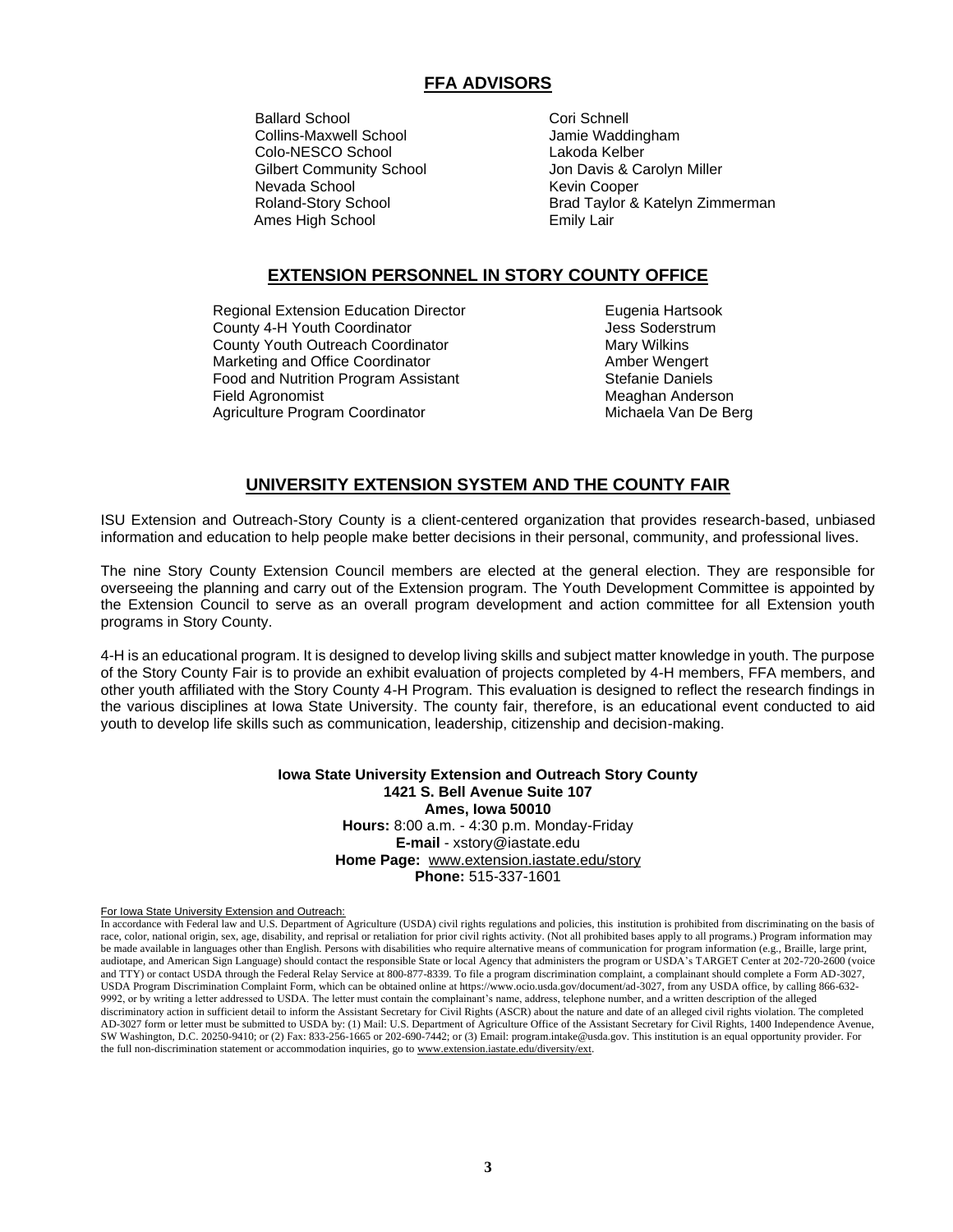## FFA ADVISORS

| | |
|---|---|
| Ballard School | Cori Schnell |
| Collins-Maxwell School | Jamie Waddingham |
| Colo-NESCO School | Lakoda Kelber |
| Gilbert Community School | Jon Davis & Carolyn Miller |
| Nevada School | Kevin Cooper |
| Roland-Story School | Brad Taylor & Katelyn Zimmerman |
| Ames High School | Emily Lair |

## EXTENSION PERSONNEL IN STORY COUNTY OFFICE

| | |
|---|---|
| Regional Extension Education Director | Eugenia Hartsook |
| County 4-H Youth Coordinator | Jess Soderstrum |
| County Youth Outreach Coordinator | Mary Wilkins |
| Marketing and Office Coordinator | Amber Wengert |
| Food and Nutrition Program Assistant | Stefanie Daniels |
| Field Agronomist | Meaghan Anderson |
| Agriculture Program Coordinator | Michaela Van De Berg |

## UNIVERSITY EXTENSION SYSTEM AND THE COUNTY FAIR

ISU Extension and Outreach-Story County is a client-centered organization that provides research-based, unbiased information and education to help people make better decisions in their personal, community, and professional lives.

The nine Story County Extension Council members are elected at the general election. They are responsible for overseeing the planning and carry out of the Extension program. The Youth Development Committee is appointed by the Extension Council to serve as an overall program development and action committee for all Extension youth programs in Story County.

4-H is an educational program. It is designed to develop living skills and subject matter knowledge in youth. The purpose of the Story County Fair is to provide an exhibit evaluation of projects completed by 4-H members, FFA members, and other youth affiliated with the Story County 4-H Program. This evaluation is designed to reflect the research findings in the various disciplines at Iowa State University. The county fair, therefore, is an educational event conducted to aid youth to develop life skills such as communication, leadership, citizenship and decision-making.

**Iowa State University Extension and Outreach Story County**
**1421 S. Bell Avenue Suite 107**
**Ames, Iowa 50010**
**Hours:** 8:00 a.m. - 4:30 p.m. Monday-Friday
**E-mail** - xstory@iastate.edu
**Home Page:** www.extension.iastate.edu/story
**Phone:** 515-337-1601

For Iowa State University Extension and Outreach:
In accordance with Federal law and U.S. Department of Agriculture (USDA) civil rights regulations and policies, this institution is prohibited from discriminating on the basis of race, color, national origin, sex, age, disability, and reprisal or retaliation for prior civil rights activity. (Not all prohibited bases apply to all programs.) Program information may be made available in languages other than English. Persons with disabilities who require alternative means of communication for program information (e.g., Braille, large print, audiotape, and American Sign Language) should contact the responsible State or local Agency that administers the program or USDA's TARGET Center at 202-720-2600 (voice and TTY) or contact USDA through the Federal Relay Service at 800-877-8339. To file a program discrimination complaint, a complainant should complete a Form AD-3027, USDA Program Discrimination Complaint Form, which can be obtained online at https://www.ocio.usda.gov/document/ad-3027, from any USDA office, by calling 866-632-9992, or by writing a letter addressed to USDA. The letter must contain the complainant's name, address, telephone number, and a written description of the alleged discriminatory action in sufficient detail to inform the Assistant Secretary for Civil Rights (ASCR) about the nature and date of an alleged civil rights violation. The completed AD-3027 form or letter must be submitted to USDA by: (1) Mail: U.S. Department of Agriculture Office of the Assistant Secretary for Civil Rights, 1400 Independence Avenue, SW Washington, D.C. 20250-9410; or (2) Fax: 833-256-1665 or 202-690-7442; or (3) Email: program.intake@usda.gov. This institution is an equal opportunity provider. For the full non-discrimination statement or accommodation inquiries, go to www.extension.iastate.edu/diversity/ext.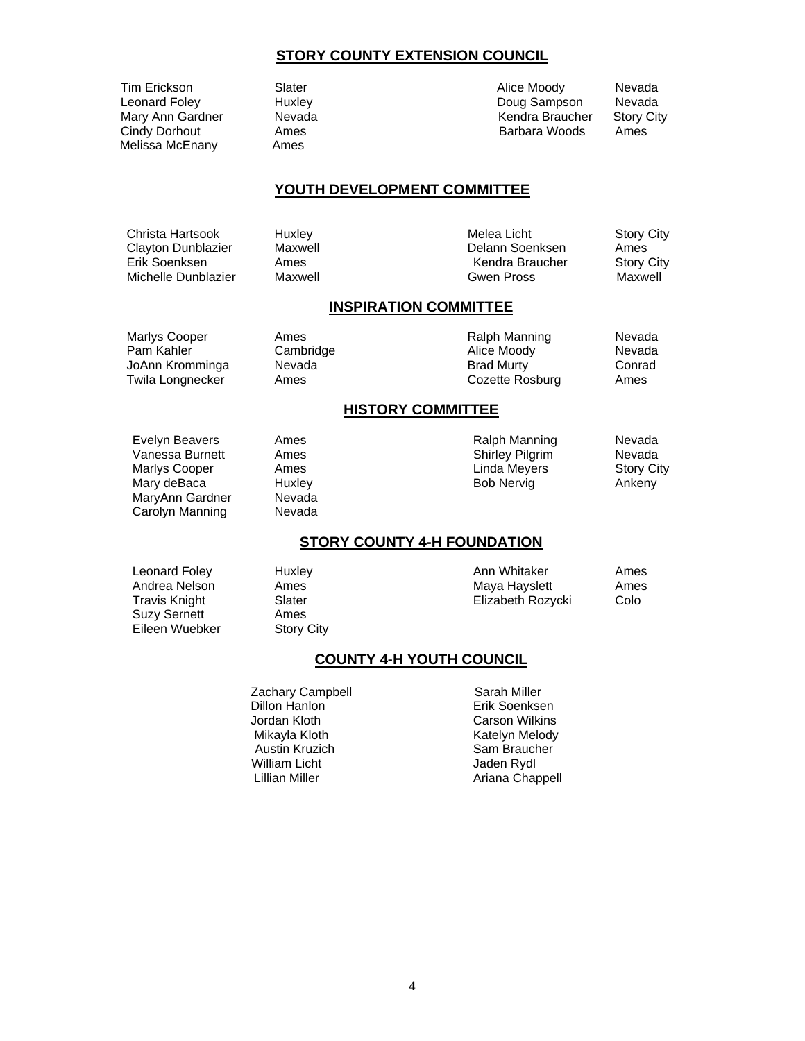## STORY COUNTY EXTENSION COUNCIL

| | | | |
|---|---|---|---|
| Tim Erickson | Slater | Alice Moody | Nevada |
| Leonard Foley | Huxley | Doug Sampson | Nevada |
| Mary Ann Gardner | Nevada | Kendra Braucher | Story City |
| Cindy Dorhout | Ames | Barbara Woods | Ames |
| Melissa McEnany | Ames | | |

## YOUTH DEVELOPMENT COMMITTEE

| | | | |
|---|---|---|---|
| Christa Hartsook | Huxley | Melea Licht | Story City |
| Clayton Dunblazier | Maxwell | Delann Soenksen | Ames |
| Erik Soenksen | Ames | Kendra Braucher | Story City |
| Michelle Dunblazier | Maxwell | Gwen Pross | Maxwell |

## INSPIRATION COMMITTEE

| | | | |
|---|---|---|---|
| Marlys Cooper | Ames | Ralph Manning | Nevada |
| Pam Kahler | Cambridge | Alice Moody | Nevada |
| JoAnn Kromminga | Nevada | Brad Murty | Conrad |
| Twila Longnecker | Ames | Cozette Rosburg | Ames |

## HISTORY COMMITTEE

| | | | |
|---|---|---|---|
| Evelyn Beavers | Ames | Ralph Manning | Nevada |
| Vanessa Burnett | Ames | Shirley Pilgrim | Nevada |
| Marlys Cooper | Ames | Linda Meyers | Story City |
| Mary deBaca | Huxley | Bob Nervig | Ankeny |
| MaryAnn Gardner | Nevada | | |
| Carolyn Manning | Nevada | | |

## STORY COUNTY 4-H FOUNDATION

| | | | |
|---|---|---|---|
| Leonard Foley | Huxley | Ann Whitaker | Ames |
| Andrea Nelson | Ames | Maya Hayslett | Ames |
| Travis Knight | Slater | Elizabeth Rozycki | Colo |
| Suzy Sernett | Ames | | |
| Eileen Wuebker | Story City | | |

## COUNTY 4-H YOUTH COUNCIL

| | |
|---|---|
| Zachary Campbell | Sarah Miller |
| Dillon Hanlon | Erik Soenksen |
| Jordan Kloth | Carson Wilkins |
| Mikayla Kloth | Katelyn Melody |
| Austin Kruzich | Sam Braucher |
| William Licht | Jaden Rydl |
| Lillian Miller | Ariana Chappell |